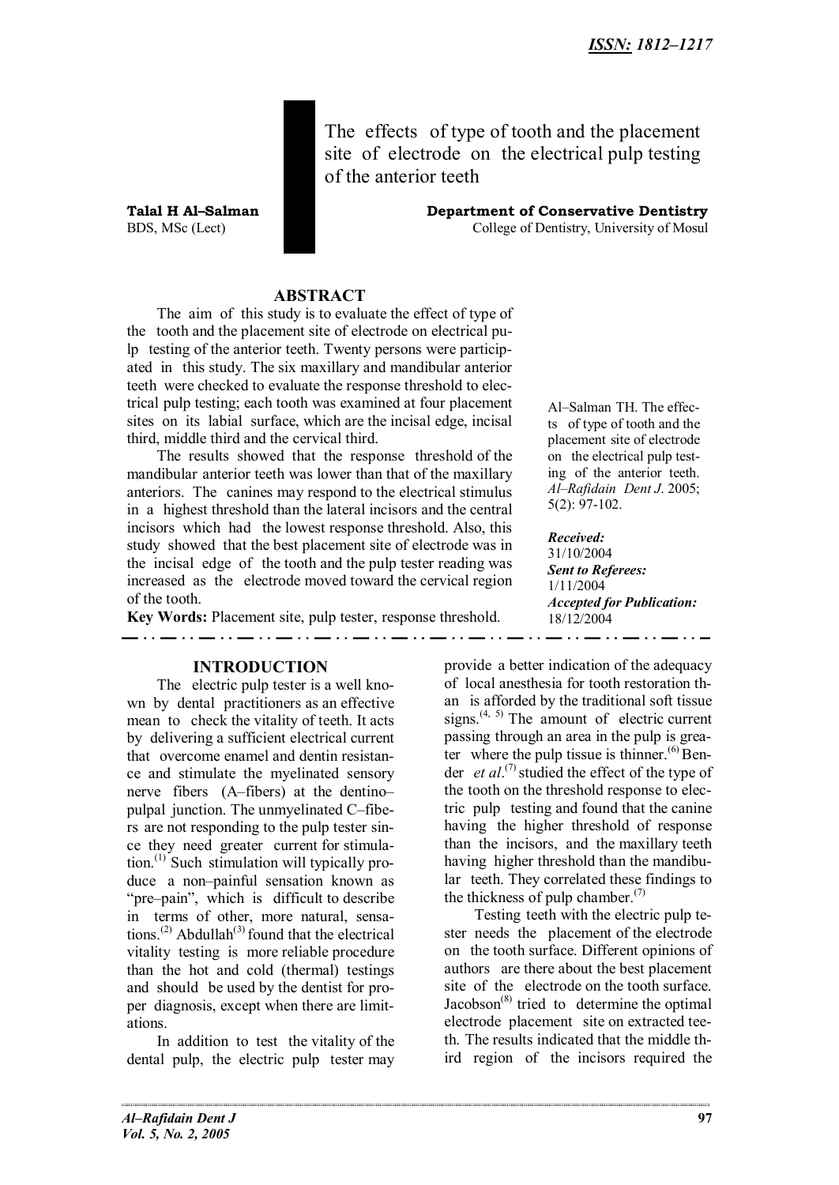ISSN: 1812–1217

# The effects of type of tooth and the placement site of electrode on the electrical pulp testing of the anterior teeth

**Talal H Al–Salman**
BDS, MSc (Lect)

**Department of Conservative Dentistry**
College of Dentistry, University of Mosul

## ABSTRACT

The aim of this study is to evaluate the effect of type of the tooth and the placement site of electrode on electrical pulp testing of the anterior teeth. Twenty persons were participated in this study. The six maxillary and mandibular anterior teeth were checked to evaluate the response threshold to electrical pulp testing; each tooth was examined at four placement sites on its labial surface, which are the incisal edge, incisal third, middle third and the cervical third.

The results showed that the response threshold of the mandibular anterior teeth was lower than that of the maxillary anteriors. The canines may respond to the electrical stimulus in a highest threshold than the lateral incisors and the central incisors which had the lowest response threshold. Also, this study showed that the best placement site of electrode was in the incisal edge of the tooth and the pulp tester reading was increased as the electrode moved toward the cervical region of the tooth.

**Key Words:** Placement site, pulp tester, response threshold.

Al–Salman TH. The effects of type of tooth and the placement site of electrode on the electrical pulp testing of the anterior teeth. *Al–Rafidain Dent J*. 2005; 5(2): 97-102.

***Received:*** 31/10/2004
***Sent to Referees:*** 1/11/2004
***Accepted for Publication:*** 18/12/2004

## INTRODUCTION

The electric pulp tester is a well known by dental practitioners as an effective mean to check the vitality of teeth. It acts by delivering a sufficient electrical current that overcome enamel and dentin resistance and stimulate the myelinated sensory nerve fibers (A–fibers) at the dentino–pulpal junction. The unmyelinated C–fibers are not responding to the pulp tester since they need greater current for stimulation.[1] Such stimulation will typically produce a non–painful sensation known as "pre–pain", which is difficult to describe in terms of other, more natural, sensations.[2] Abdullah[3] found that the electrical vitality testing is more reliable procedure than the hot and cold (thermal) testings and should be used by the dentist for proper diagnosis, except when there are limitations.

In addition to test the vitality of the dental pulp, the electric pulp tester may provide a better indication of the adequacy of local anesthesia for tooth restoration than is afforded by the traditional soft tissue signs.[4, 5] The amount of electric current passing through an area in the pulp is greater where the pulp tissue is thinner.[6] Bender *et al*.[7] studied the effect of the type of the tooth on the threshold response to electric pulp testing and found that the canine having the higher threshold of response than the incisors, and the maxillary teeth having higher threshold than the mandibular teeth. They correlated these findings to the thickness of pulp chamber.[7]

Testing teeth with the electric pulp tester needs the placement of the electrode on the tooth surface. Different opinions of authors are there about the best placement site of the electrode on the tooth surface. Jacobson[8] tried to determine the optimal electrode placement site on extracted teeth. The results indicated that the middle third region of the incisors required the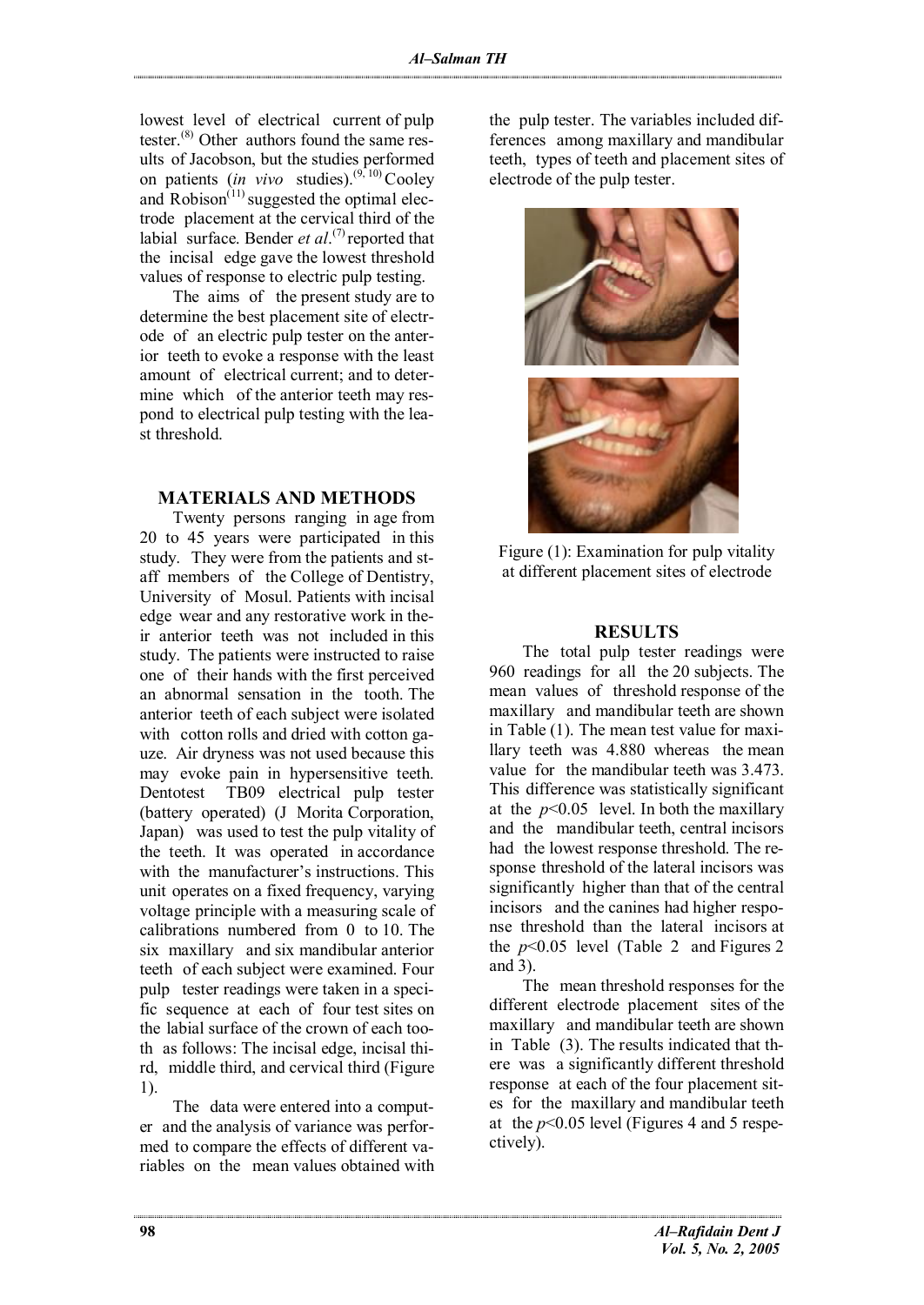lowest level of electrical current of pulp tester.[8] Other authors found the same results of Jacobson, but the studies performed on patients (*in vivo* studies).[9, 10] Cooley and Robison[11] suggested the optimal electrode placement at the cervical third of the labial surface. Bender *et al*.[7] reported that the incisal edge gave the lowest threshold values of response to electric pulp testing.

The aims of the present study are to determine the best placement site of electrode of an electric pulp tester on the anterior teeth to evoke a response with the least amount of electrical current; and to determine which of the anterior teeth may respond to electrical pulp testing with the least threshold.

## MATERIALS AND METHODS

Twenty persons ranging in age from 20 to 45 years were participated in this study. They were from the patients and staff members of the College of Dentistry, University of Mosul. Patients with incisal edge wear and any restorative work in their anterior teeth was not included in this study. The patients were instructed to raise one of their hands with the first perceived an abnormal sensation in the tooth. The anterior teeth of each subject were isolated with cotton rolls and dried with cotton gauze. Air dryness was not used because this may evoke pain in hypersensitive teeth. Dentotest TB09 electrical pulp tester (battery operated) (J Morita Corporation, Japan) was used to test the pulp vitality of the teeth. It was operated in accordance with the manufacturer's instructions. This unit operates on a fixed frequency, varying voltage principle with a measuring scale of calibrations numbered from 0 to 10. The six maxillary and six mandibular anterior teeth of each subject were examined. Four pulp tester readings were taken in a specific sequence at each of four test sites on the labial surface of the crown of each tooth as follows: The incisal edge, incisal third, middle third, and cervical third (Figure 1).

The data were entered into a computer and the analysis of variance was performed to compare the effects of different variables on the mean values obtained with the pulp tester. The variables included differences among maxillary and mandibular teeth, types of teeth and placement sites of electrode of the pulp tester.

Figure (1): Examination for pulp vitality at different placement sites of electrode

## RESULTS

The total pulp tester readings were 960 readings for all the 20 subjects. The mean values of threshold response of the maxillary and mandibular teeth are shown in Table (1). The mean test value for maxillary teeth was 4.880 whereas the mean value for the mandibular teeth was 3.473. This difference was statistically significant at the $p<0.05$ level. In both the maxillary and the mandibular teeth, central incisors had the lowest response threshold. The response threshold of the lateral incisors was significantly higher than that of the central incisors and the canines had higher response threshold than the lateral incisors at the $p<0.05$ level (Table 2 and Figures 2 and 3).

The mean threshold responses for the different electrode placement sites of the maxillary and mandibular teeth are shown in Table (3). The results indicated that there was a significantly different threshold response at each of the four placement sites for the maxillary and mandibular teeth at the $p<0.05$ level (Figures 4 and 5 respectively).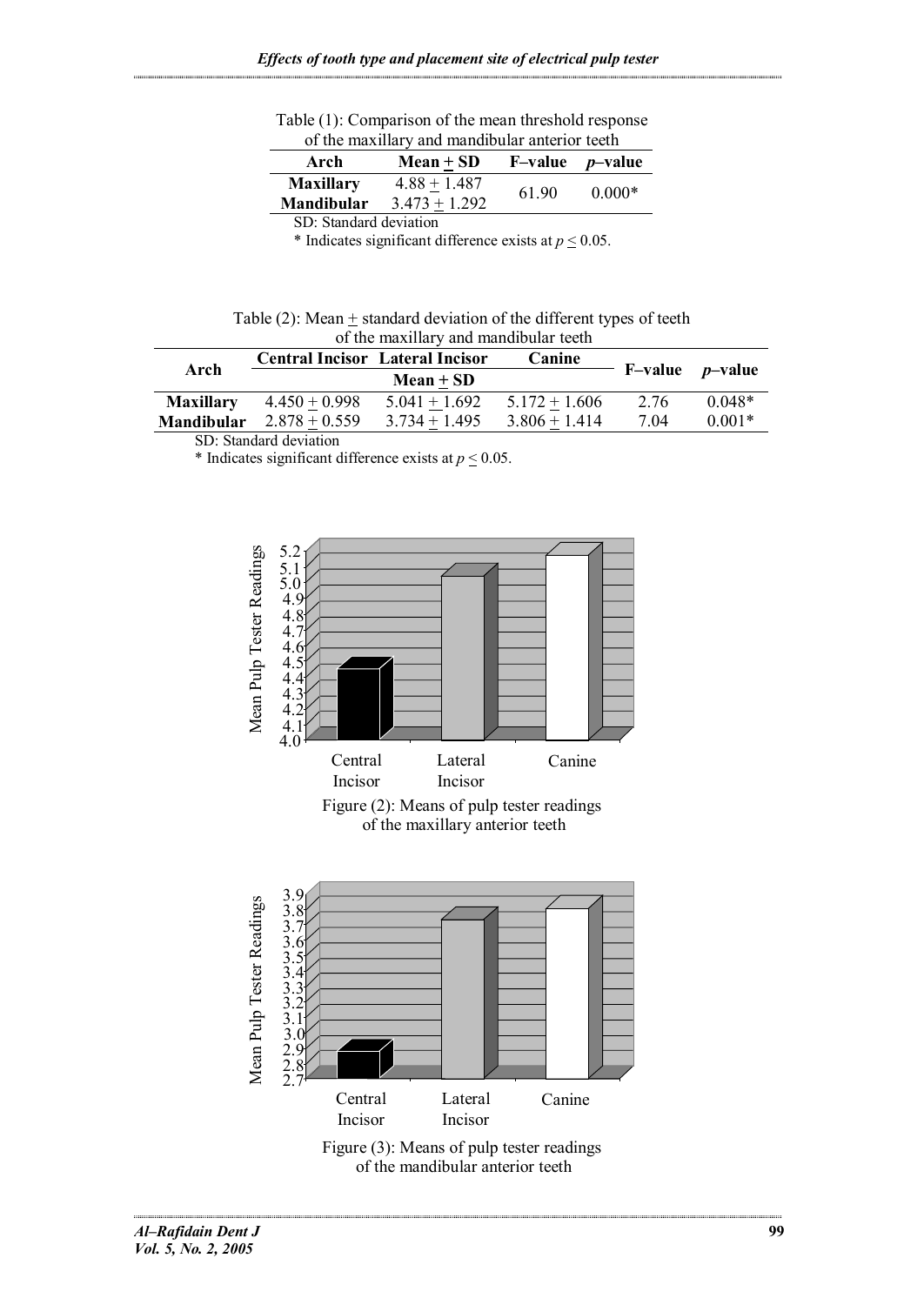Table (1): Comparison of the mean threshold response of the maxillary and mandibular anterior teeth

| Arch | Mean ± SD | F–value | *p*–value |
|---|---|---|---|
| **Maxillary** | 4.88 ± 1.487 | 61.90 | 0.000* |
| **Mandibular** | 3.473 ± 1.292 | | |

SD: Standard deviation

\* Indicates significant difference exists at $p \leq 0.05$.

Table (2): Mean ± standard deviation of the different types of teeth of the maxillary and mandibular teeth

| Arch | Central Incisor | Lateral Incisor | Canine | F–value | *p*–value |
|---|---|---|---|---|---|
| | Mean ± SD | | | | |
| **Maxillary** | 4.450 ± 0.998 | 5.041 ± 1.692 | 5.172 ± 1.606 | 2.76 | 0.048* |
| **Mandibular** | 2.878 ± 0.559 | 3.734 ± 1.495 | 3.806 ± 1.414 | 7.04 | 0.001* |

SD: Standard deviation

\* Indicates significant difference exists at $p \leq 0.05$.

Figure (2): Means of pulp tester readings of the maxillary anterior teeth

Figure (3): Means of pulp tester readings of the mandibular anterior teeth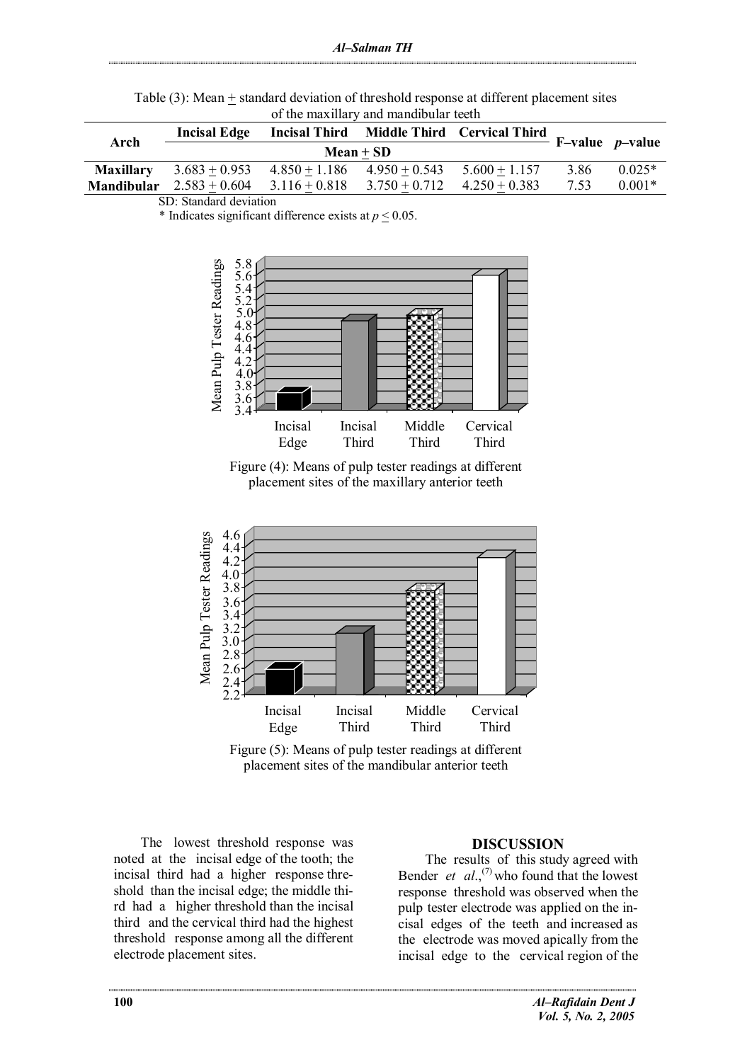Table (3): Mean ± standard deviation of threshold response at different placement sites of the maxillary and mandibular teeth

| Arch | Incisal Edge | Incisal Third | Middle Third | Cervical Third | F–value | *p*–value |
|---|---|---|---|---|---|---|
| | Mean ± SD | | | | | |
| **Maxillary** | 3.683 ± 0.953 | 4.850 ± 1.186 | 4.950 ± 0.543 | 5.600 ± 1.157 | 3.86 | 0.025* |
| **Mandibular** | 2.583 ± 0.604 | 3.116 ± 0.818 | 3.750 ± 0.712 | 4.250 ± 0.383 | 7.53 | 0.001* |

SD: Standard deviation

\* Indicates significant difference exists at $p \leq 0.05$.

Figure (4): Means of pulp tester readings at different placement sites of the maxillary anterior teeth

Figure (5): Means of pulp tester readings at different placement sites of the mandibular anterior teeth

The lowest threshold response was noted at the incisal edge of the tooth; the incisal third had a higher response threshold than the incisal edge; the middle third had a higher threshold than the incisal third and the cervical third had the highest threshold response among all the different electrode placement sites.

## DISCUSSION

The results of this study agreed with Bender *et al*.,[7] who found that the lowest response threshold was observed when the pulp tester electrode was applied on the incisal edges of the teeth and increased as the electrode was moved apically from the incisal edge to the cervical region of the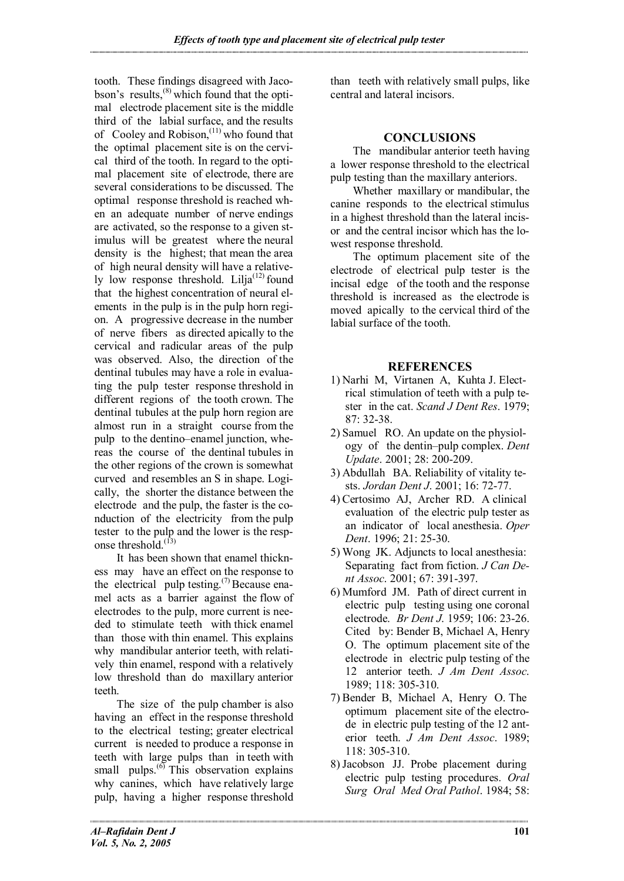tooth. These findings disagreed with Jacobson's results,[8] which found that the optimal electrode placement site is the middle third of the labial surface, and the results of Cooley and Robison,[11] who found that the optimal placement site is on the cervical third of the tooth. In regard to the optimal placement site of electrode, there are several considerations to be discussed. The optimal response threshold is reached when an adequate number of nerve endings are activated, so the response to a given stimulus will be greatest where the neural density is the highest; that mean the area of high neural density will have a relatively low response threshold. Lilja[12] found that the highest concentration of neural elements in the pulp is in the pulp horn region. A progressive decrease in the number of nerve fibers as directed apically to the cervical and radicular areas of the pulp was observed. Also, the direction of the dentinal tubules may have a role in evaluating the pulp tester response threshold in different regions of the tooth crown. The dentinal tubules at the pulp horn region are almost run in a straight course from the pulp to the dentino–enamel junction, whereas the course of the dentinal tubules in the other regions of the crown is somewhat curved and resembles an S in shape. Logically, the shorter the distance between the electrode and the pulp, the faster is the conduction of the electricity from the pulp tester to the pulp and the lower is the response threshold.[13]

It has been shown that enamel thickness may have an effect on the response to the electrical pulp testing.[7] Because enamel acts as a barrier against the flow of electrodes to the pulp, more current is needed to stimulate teeth with thick enamel than those with thin enamel. This explains why mandibular anterior teeth, with relatively thin enamel, respond with a relatively low threshold than do maxillary anterior teeth.

The size of the pulp chamber is also having an effect in the response threshold to the electrical testing; greater electrical current is needed to produce a response in teeth with large pulps than in teeth with small pulps.[6] This observation explains why canines, which have relatively large pulp, having a higher response threshold than teeth with relatively small pulps, like central and lateral incisors.

## CONCLUSIONS

The mandibular anterior teeth having a lower response threshold to the electrical pulp testing than the maxillary anteriors.

Whether maxillary or mandibular, the canine responds to the electrical stimulus in a highest threshold than the lateral incisor and the central incisor which has the lowest response threshold.

The optimum placement site of the electrode of electrical pulp tester is the incisal edge of the tooth and the response threshold is increased as the electrode is moved apically to the cervical third of the labial surface of the tooth.

## REFERENCES

1) Narhi M, Virtanen A, Kuhta J. Electrical stimulation of teeth with a pulp tester in the cat. *Scand J Dent Res*. 1979; 87: 32-38.
2) Samuel RO. An update on the physiology of the dentin–pulp complex. *Dent Update*. 2001; 28: 200-209.
3) Abdullah BA. Reliability of vitality tests. *Jordan Dent J*. 2001; 16: 72-77.
4) Certosimo AJ, Archer RD. A clinical evaluation of the electric pulp tester as an indicator of local anesthesia. *Oper Dent*. 1996; 21: 25-30.
5) Wong JK. Adjuncts to local anesthesia: Separating fact from fiction. *J Can Dent Assoc*. 2001; 67: 391-397.
6) Mumford JM. Path of direct current in electric pulp testing using one coronal electrode. *Br Dent J*. 1959; 106: 23-26. Cited by: Bender B, Michael A, Henry O. The optimum placement site of the electrode in electric pulp testing of the 12 anterior teeth. *J Am Dent Assoc*. 1989; 118: 305-310.
7) Bender B, Michael A, Henry O. The optimum placement site of the electrode in electric pulp testing of the 12 anterior teeth. *J Am Dent Assoc*. 1989; 118: 305-310.
8) Jacobson JJ. Probe placement during electric pulp testing procedures. *Oral Surg Oral Med Oral Pathol*. 1984; 58: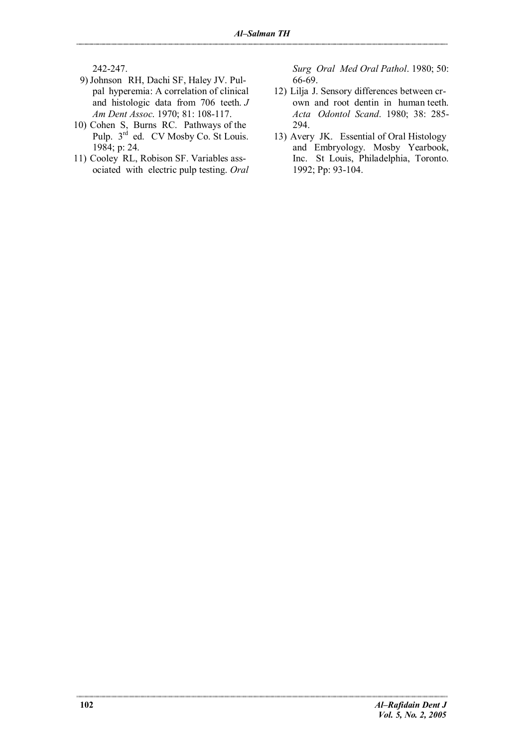242-247.

9) Johnson RH, Dachi SF, Haley JV. Pulpal hyperemia: A correlation of clinical and histologic data from 706 teeth. *J Am Dent Assoc*. 1970; 81: 108-117.

10) Cohen S, Burns RC. Pathways of the Pulp. 3rd ed. CV Mosby Co. St Louis. 1984; p: 24.

11) Cooley RL, Robison SF. Variables associated with electric pulp testing. *Oral Surg Oral Med Oral Pathol*. 1980; 50: 66-69.

12) Lilja J. Sensory differences between crown and root dentin in human teeth. *Acta Odontol Scand*. 1980; 38: 285-294.

13) Avery JK. Essential of Oral Histology and Embryology. Mosby Yearbook, Inc. St Louis, Philadelphia, Toronto. 1992; Pp: 93-104.